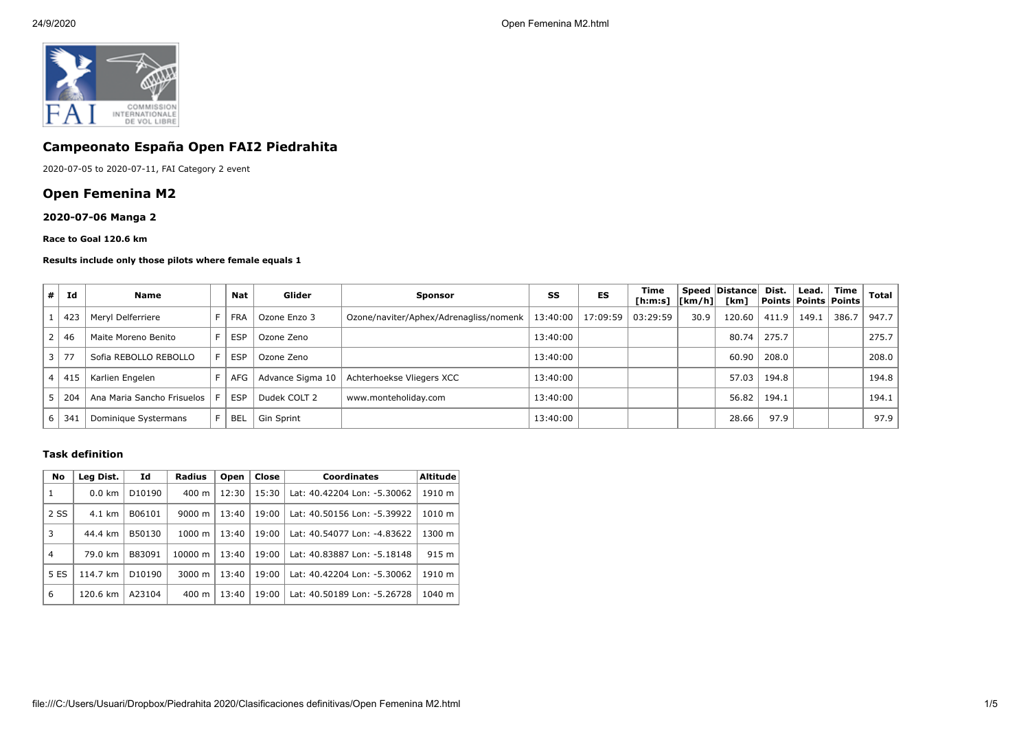# Campeonato España Open FAI2 Piedrahita

2020-07-05 to 2020-07-11, FAI Category 2 event

## Open Femenina M2

### 2020-07-06 Manga 2

**Race to Goal 120.6 km**

**Results include only those pilots where female equals 1**

| # | Id | Name | | Nat | Glider | Sponsor | SS | ES | Time [h:m:s] | Speed [km/h] | Distance [km] | Dist. Points | Lead. Points | Time Points | Total |
|---|---|---|---|---|---|---|---|---|---|---|---|---|---|---|---|
| 1 | 423 | Meryl Delferriere | F | FRA | Ozone Enzo 3 | Ozone/naviter/Aphex/Adrenagliss/nomenk | 13:40:00 | 17:09:59 | 03:29:59 | 30.9 | 120.60 | 411.9 | 149.1 | 386.7 | 947.7 |
| 2 | 46 | Maite Moreno Benito | F | ESP | Ozone Zeno | | 13:40:00 | | | | 80.74 | 275.7 | | | 275.7 |
| 3 | 77 | Sofia REBOLLO REBOLLO | F | ESP | Ozone Zeno | | 13:40:00 | | | | 60.90 | 208.0 | | | 208.0 |
| 4 | 415 | Karlien Engelen | F | AFG | Advance Sigma 10 | Achterhoekse Vliegers XCC | 13:40:00 | | | | 57.03 | 194.8 | | | 194.8 |
| 5 | 204 | Ana Maria Sancho Frisuelos | F | ESP | Dudek COLT 2 | www.monteholiday.com | 13:40:00 | | | | 56.82 | 194.1 | | | 194.1 |
| 6 | 341 | Dominique Systermans | F | BEL | Gin Sprint | | 13:40:00 | | | | 28.66 | 97.9 | | | 97.9 |

#### Task definition

| No | Leg Dist. | Id | Radius | Open | Close | Coordinates | Altitude |
|---|---|---|---|---|---|---|---|
| 1 | 0.0 km | D10190 | 400 m | 12:30 | 15:30 | Lat: 40.42204 Lon: -5.30062 | 1910 m |
| 2 SS | 4.1 km | B06101 | 9000 m | 13:40 | 19:00 | Lat: 40.50156 Lon: -5.39922 | 1010 m |
| 3 | 44.4 km | B50130 | 1000 m | 13:40 | 19:00 | Lat: 40.54077 Lon: -4.83622 | 1300 m |
| 4 | 79.0 km | B83091 | 10000 m | 13:40 | 19:00 | Lat: 40.83887 Lon: -5.18148 | 915 m |
| 5 ES | 114.7 km | D10190 | 3000 m | 13:40 | 19:00 | Lat: 40.42204 Lon: -5.30062 | 1910 m |
| 6 | 120.6 km | A23104 | 400 m | 13:40 | 19:00 | Lat: 40.50189 Lon: -5.26728 | 1040 m |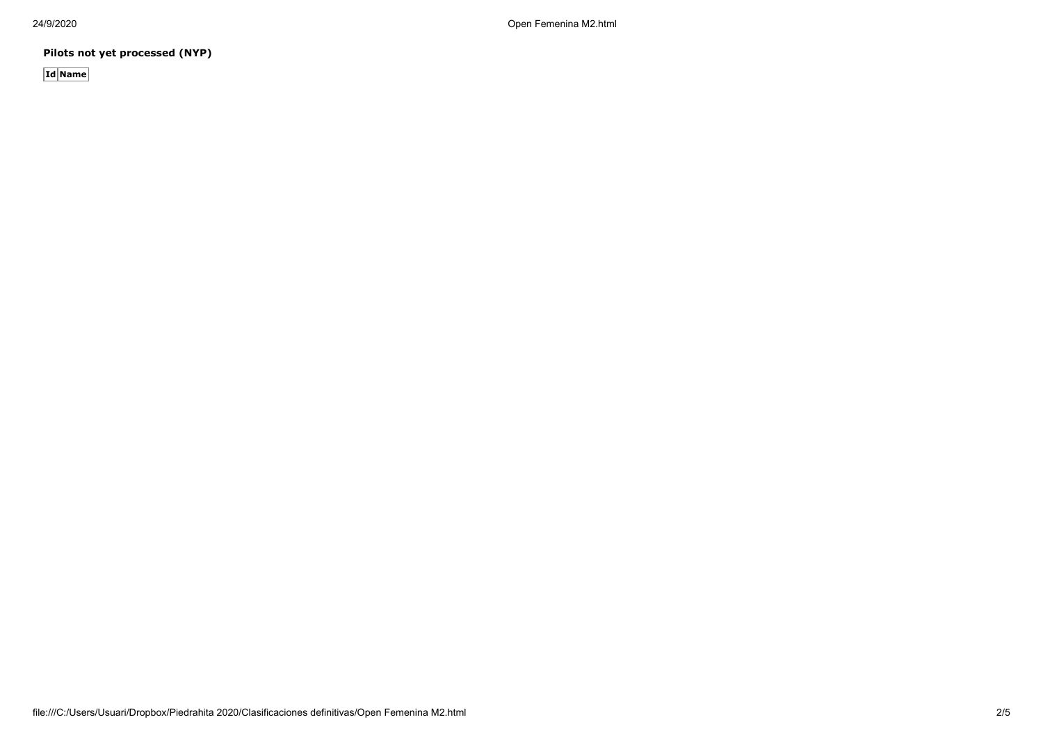**Pilots not yet processed (NYP)**

| Id | Name |
| --- | --- |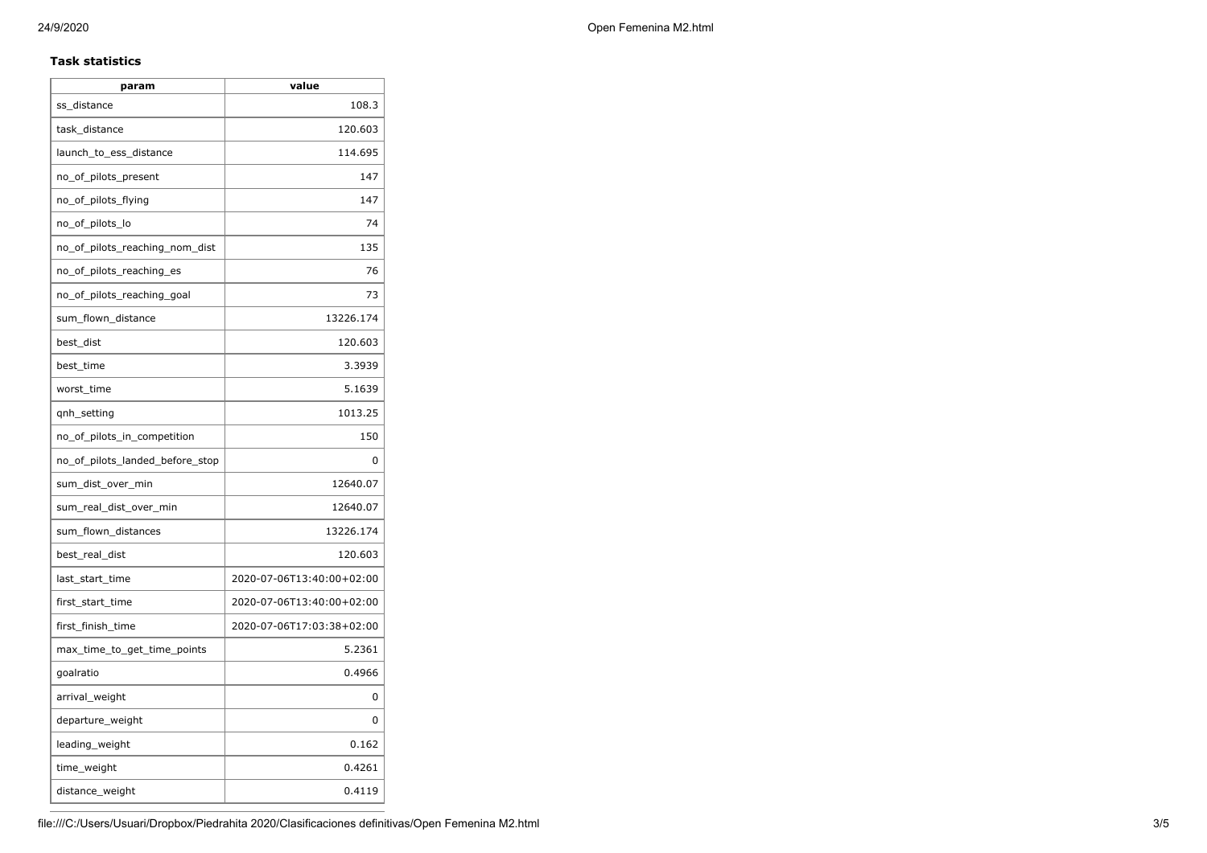### Task statistics

| param | value |
|---|---|
| ss_distance | 108.3 |
| task_distance | 120.603 |
| launch_to_ess_distance | 114.695 |
| no_of_pilots_present | 147 |
| no_of_pilots_flying | 147 |
| no_of_pilots_lo | 74 |
| no_of_pilots_reaching_nom_dist | 135 |
| no_of_pilots_reaching_es | 76 |
| no_of_pilots_reaching_goal | 73 |
| sum_flown_distance | 13226.174 |
| best_dist | 120.603 |
| best_time | 3.3939 |
| worst_time | 5.1639 |
| qnh_setting | 1013.25 |
| no_of_pilots_in_competition | 150 |
| no_of_pilots_landed_before_stop | 0 |
| sum_dist_over_min | 12640.07 |
| sum_real_dist_over_min | 12640.07 |
| sum_flown_distances | 13226.174 |
| best_real_dist | 120.603 |
| last_start_time | 2020-07-06T13:40:00+02:00 |
| first_start_time | 2020-07-06T13:40:00+02:00 |
| first_finish_time | 2020-07-06T17:03:38+02:00 |
| max_time_to_get_time_points | 5.2361 |
| goalratio | 0.4966 |
| arrival_weight | 0 |
| departure_weight | 0 |
| leading_weight | 0.162 |
| time_weight | 0.4261 |
| distance_weight | 0.4119 |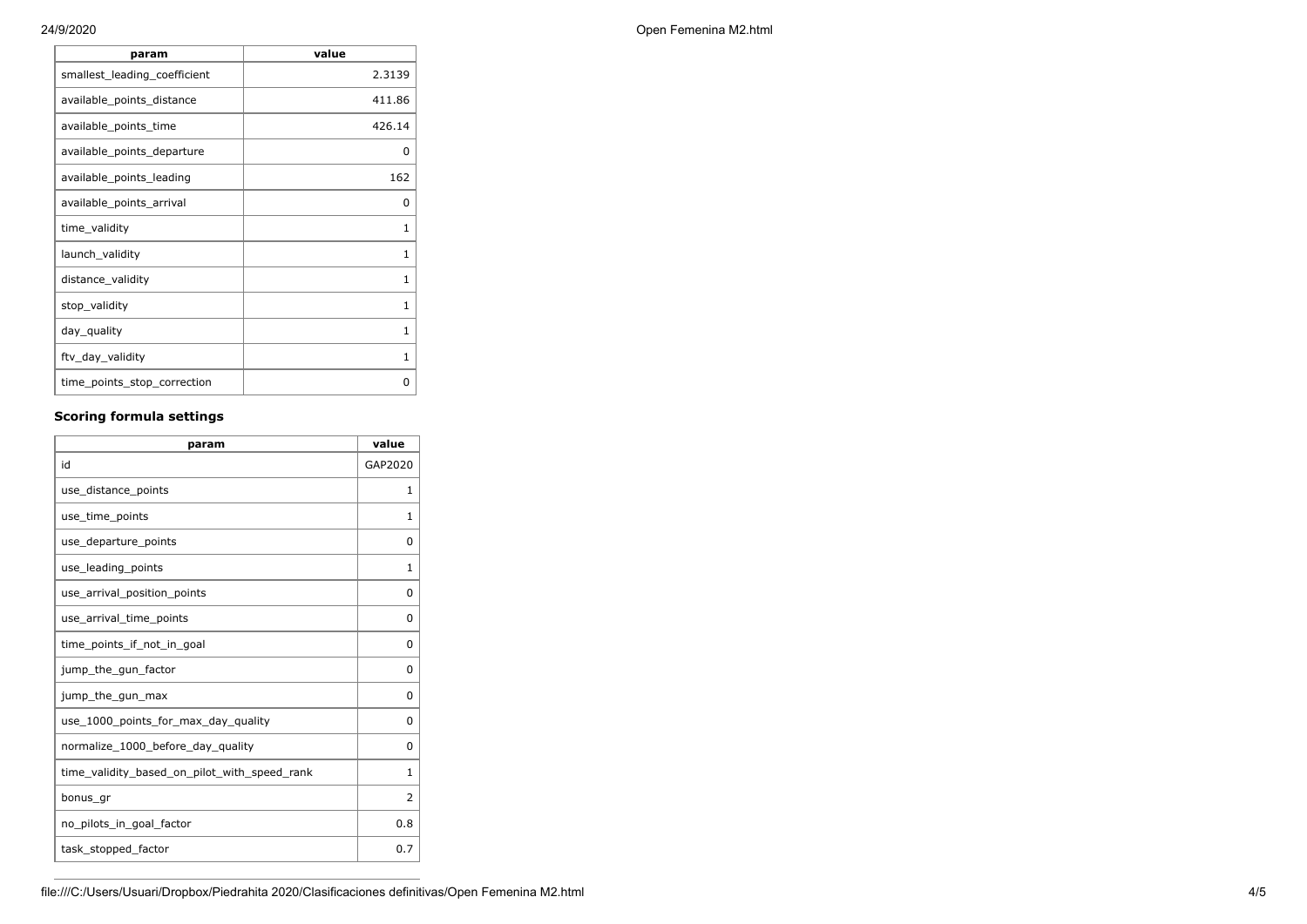| param | value |
| --- | --- |
| smallest_leading_coefficient | 2.3139 |
| available_points_distance | 411.86 |
| available_points_time | 426.14 |
| available_points_departure | 0 |
| available_points_leading | 162 |
| available_points_arrival | 0 |
| time_validity | 1 |
| launch_validity | 1 |
| distance_validity | 1 |
| stop_validity | 1 |
| day_quality | 1 |
| ftv_day_validity | 1 |
| time_points_stop_correction | 0 |

### Scoring formula settings

| param | value |
| --- | --- |
| id | GAP2020 |
| use_distance_points | 1 |
| use_time_points | 1 |
| use_departure_points | 0 |
| use_leading_points | 1 |
| use_arrival_position_points | 0 |
| use_arrival_time_points | 0 |
| time_points_if_not_in_goal | 0 |
| jump_the_gun_factor | 0 |
| jump_the_gun_max | 0 |
| use_1000_points_for_max_day_quality | 0 |
| normalize_1000_before_day_quality | 0 |
| time_validity_based_on_pilot_with_speed_rank | 1 |
| bonus_gr | 2 |
| no_pilots_in_goal_factor | 0.8 |
| task_stopped_factor | 0.7 |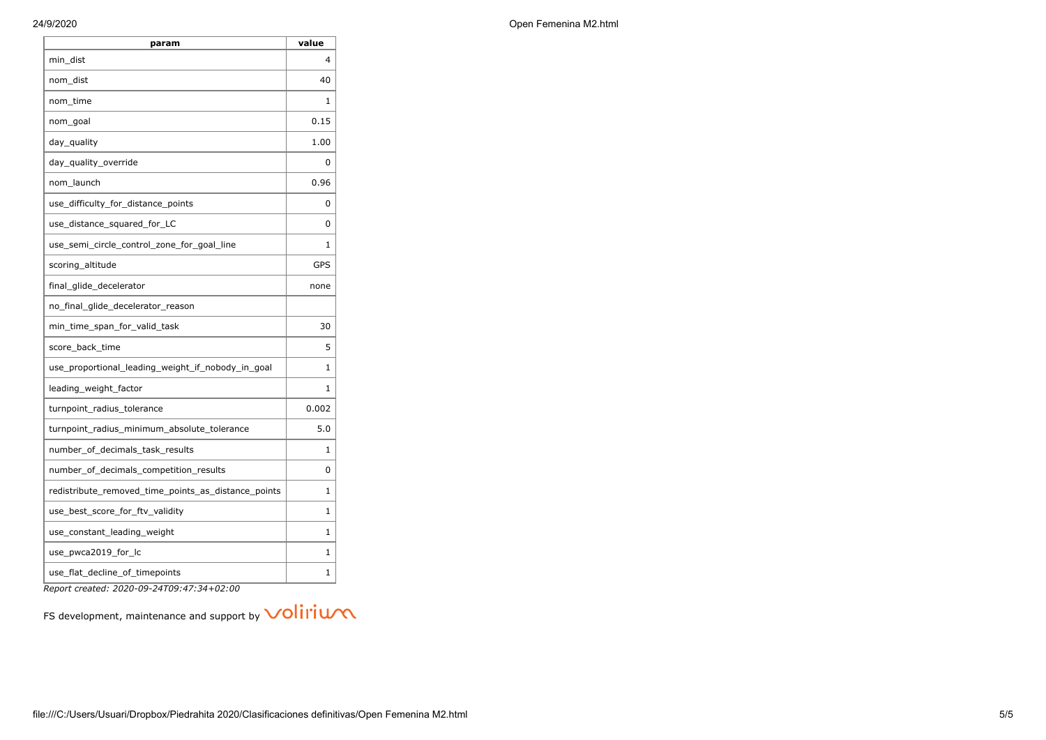| param | value |
|---|---|
| min_dist | 4 |
| nom_dist | 40 |
| nom_time | 1 |
| nom_goal | 0.15 |
| day_quality | 1.00 |
| day_quality_override | 0 |
| nom_launch | 0.96 |
| use_difficulty_for_distance_points | 0 |
| use_distance_squared_for_LC | 0 |
| use_semi_circle_control_zone_for_goal_line | 1 |
| scoring_altitude | GPS |
| final_glide_decelerator | none |
| no_final_glide_decelerator_reason | |
| min_time_span_for_valid_task | 30 |
| score_back_time | 5 |
| use_proportional_leading_weight_if_nobody_in_goal | 1 |
| leading_weight_factor | 1 |
| turnpoint_radius_tolerance | 0.002 |
| turnpoint_radius_minimum_absolute_tolerance | 5.0 |
| number_of_decimals_task_results | 1 |
| number_of_decimals_competition_results | 0 |
| redistribute_removed_time_points_as_distance_points | 1 |
| use_best_score_for_ftv_validity | 1 |
| use_constant_leading_weight | 1 |
| use_pwca2019_for_lc | 1 |
| use_flat_decline_of_timepoints | 1 |

*Report created: 2020-09-24T09:47:34+02:00*

FS development, maintenance and support by volirium